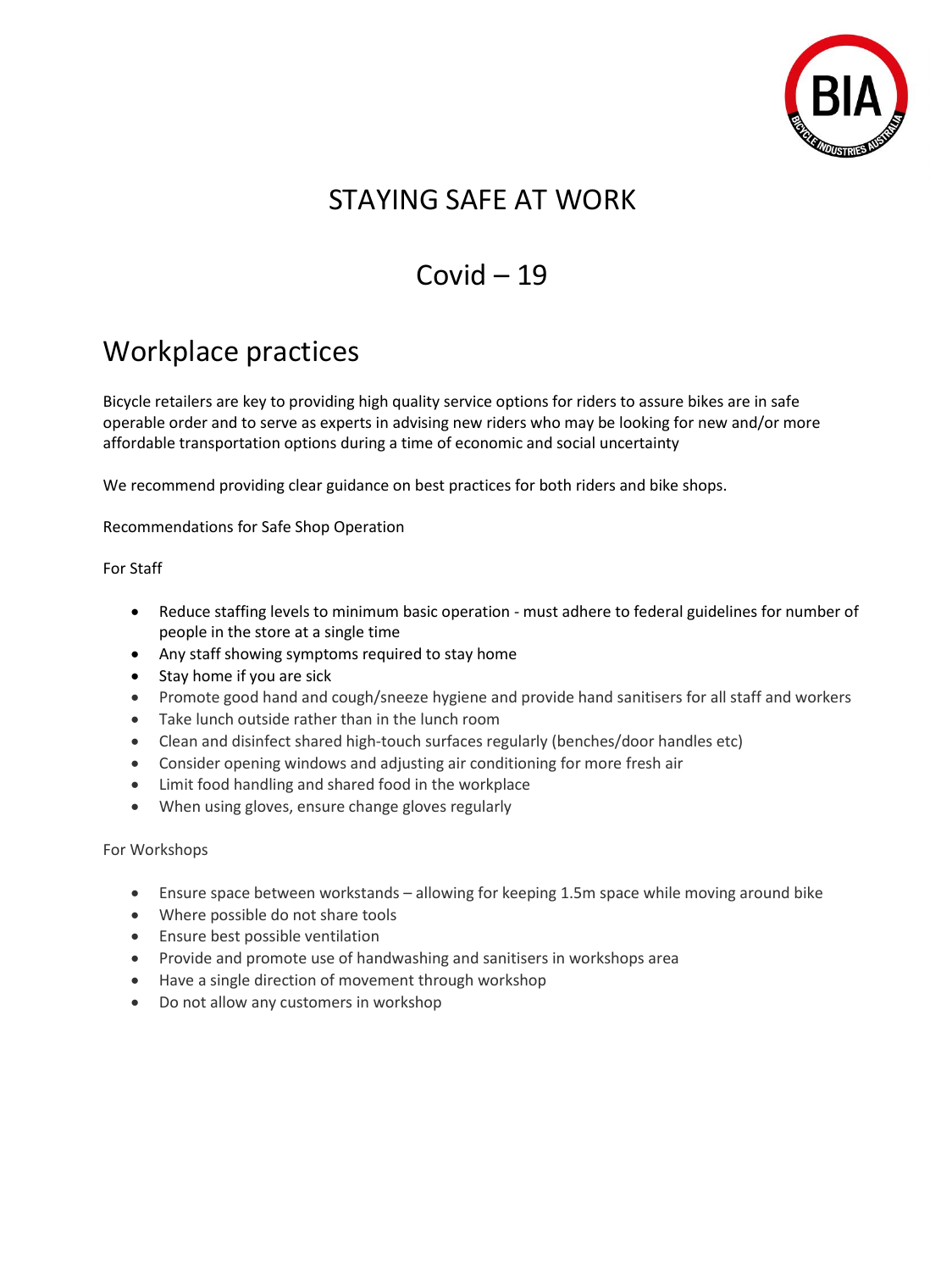# STAYING SAFE AT WORK

# Covid – 19

## Workplace practices

Bicycle retailers are key to providing high quality service options for riders to assure bikes are in safe operable order and to serve as experts in advising new riders who may be looking for new and/or more affordable transportation options during a time of economic and social uncertainty

We recommend providing clear guidance on best practices for both riders and bike shops.

Recommendations for Safe Shop Operation

For Staff

- Reduce staffing levels to minimum basic operation - must adhere to federal guidelines for number of people in the store at a single time
- Any staff showing symptoms required to stay home
- Stay home if you are sick
- Promote good hand and cough/sneeze hygiene and provide hand sanitisers for all staff and workers
- Take lunch outside rather than in the lunch room
- Clean and disinfect shared high-touch surfaces regularly (benches/door handles etc)
- Consider opening windows and adjusting air conditioning for more fresh air
- Limit food handling and shared food in the workplace
- When using gloves, ensure change gloves regularly

For Workshops

- Ensure space between workstands – allowing for keeping 1.5m space while moving around bike
- Where possible do not share tools
- Ensure best possible ventilation
- Provide and promote use of handwashing and sanitisers in workshops area
- Have a single direction of movement through workshop
- Do not allow any customers in workshop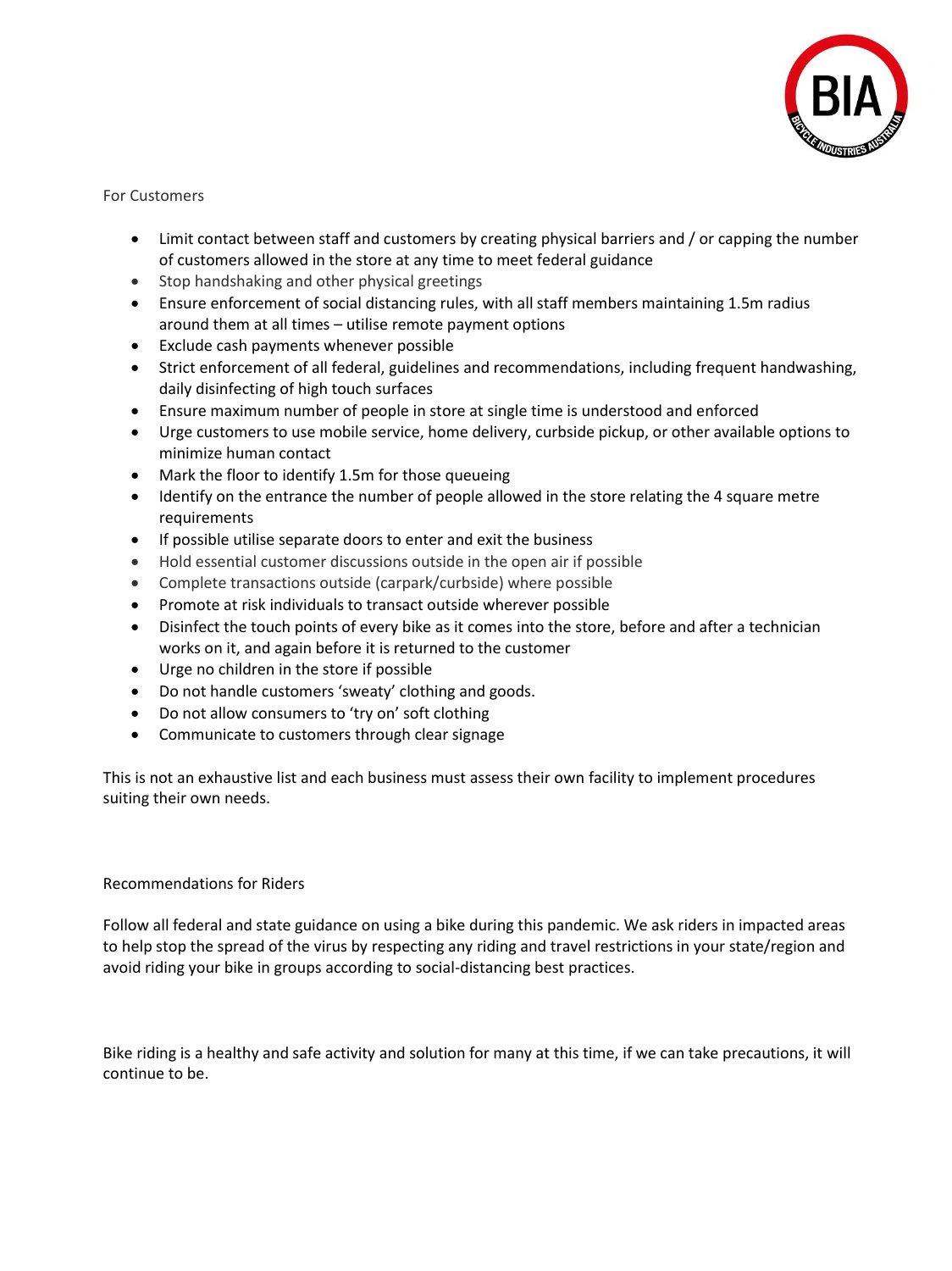For Customers

- Limit contact between staff and customers by creating physical barriers and / or capping the number of customers allowed in the store at any time to meet federal guidance
- Stop handshaking and other physical greetings
- Ensure enforcement of social distancing rules, with all staff members maintaining 1.5m radius around them at all times – utilise remote payment options
- Exclude cash payments whenever possible
- Strict enforcement of all federal, guidelines and recommendations, including frequent handwashing, daily disinfecting of high touch surfaces
- Ensure maximum number of people in store at single time is understood and enforced
- Urge customers to use mobile service, home delivery, curbside pickup, or other available options to minimize human contact
- Mark the floor to identify 1.5m for those queueing
- Identify on the entrance the number of people allowed in the store relating the 4 square metre requirements
- If possible utilise separate doors to enter and exit the business
- Hold essential customer discussions outside in the open air if possible
- Complete transactions outside (carpark/curbside) where possible
- Promote at risk individuals to transact outside wherever possible
- Disinfect the touch points of every bike as it comes into the store, before and after a technician works on it, and again before it is returned to the customer
- Urge no children in the store if possible
- Do not handle customers 'sweaty' clothing and goods.
- Do not allow consumers to 'try on' soft clothing
- Communicate to customers through clear signage

This is not an exhaustive list and each business must assess their own facility to implement procedures suiting their own needs.

Recommendations for Riders

Follow all federal and state guidance on using a bike during this pandemic. We ask riders in impacted areas to help stop the spread of the virus by respecting any riding and travel restrictions in your state/region and avoid riding your bike in groups according to social-distancing best practices.

Bike riding is a healthy and safe activity and solution for many at this time, if we can take precautions, it will continue to be.